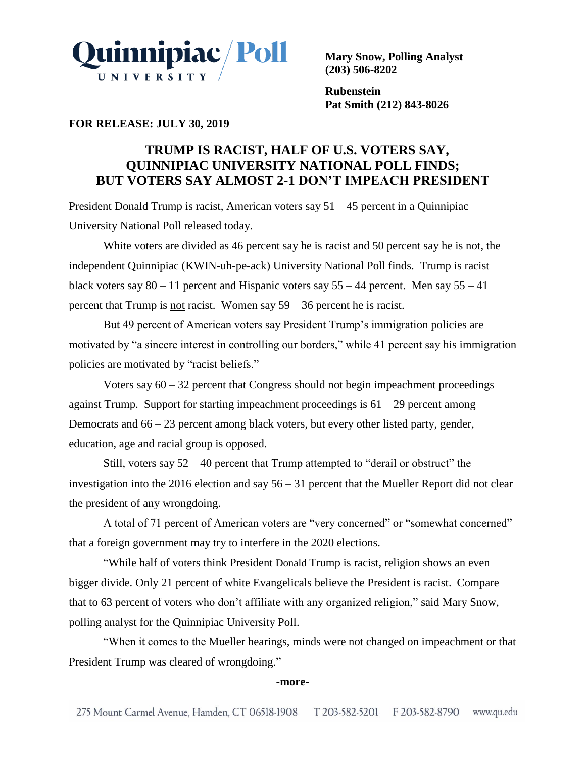**Quinnipiac University Poll**

**Mary Snow, Polling Analyst**
**(203) 506-8202**

**Rubenstein**
**Pat Smith (212) 843-8026**

**FOR RELEASE: JULY 30, 2019**

## TRUMP IS RACIST, HALF OF U.S. VOTERS SAY, QUINNIPIAC UNIVERSITY NATIONAL POLL FINDS; BUT VOTERS SAY ALMOST 2-1 DON'T IMPEACH PRESIDENT

President Donald Trump is racist, American voters say 51 – 45 percent in a Quinnipiac University National Poll released today.

White voters are divided as 46 percent say he is racist and 50 percent say he is not, the independent Quinnipiac (KWIN-uh-pe-ack) University National Poll finds. Trump is racist black voters say 80 – 11 percent and Hispanic voters say 55 – 44 percent. Men say 55 – 41 percent that Trump is <u>not</u> racist. Women say 59 – 36 percent he is racist.

But 49 percent of American voters say President Trump's immigration policies are motivated by "a sincere interest in controlling our borders," while 41 percent say his immigration policies are motivated by "racist beliefs."

Voters say 60 – 32 percent that Congress should <u>not</u> begin impeachment proceedings against Trump. Support for starting impeachment proceedings is 61 – 29 percent among Democrats and 66 – 23 percent among black voters, but every other listed party, gender, education, age and racial group is opposed.

Still, voters say 52 – 40 percent that Trump attempted to "derail or obstruct" the investigation into the 2016 election and say 56 – 31 percent that the Mueller Report did <u>not</u> clear the president of any wrongdoing.

A total of 71 percent of American voters are "very concerned" or "somewhat concerned" that a foreign government may try to interfere in the 2020 elections.

"While half of voters think President Donald Trump is racist, religion shows an even bigger divide. Only 21 percent of white Evangelicals believe the President is racist. Compare that to 63 percent of voters who don't affiliate with any organized religion," said Mary Snow, polling analyst for the Quinnipiac University Poll.

"When it comes to the Mueller hearings, minds were not changed on impeachment or that President Trump was cleared of wrongdoing."

**-more-**

275 Mount Carmel Avenue, Hamden, CT 06518-1908 T 203-582-5201 F 203-582-8790 www.qu.edu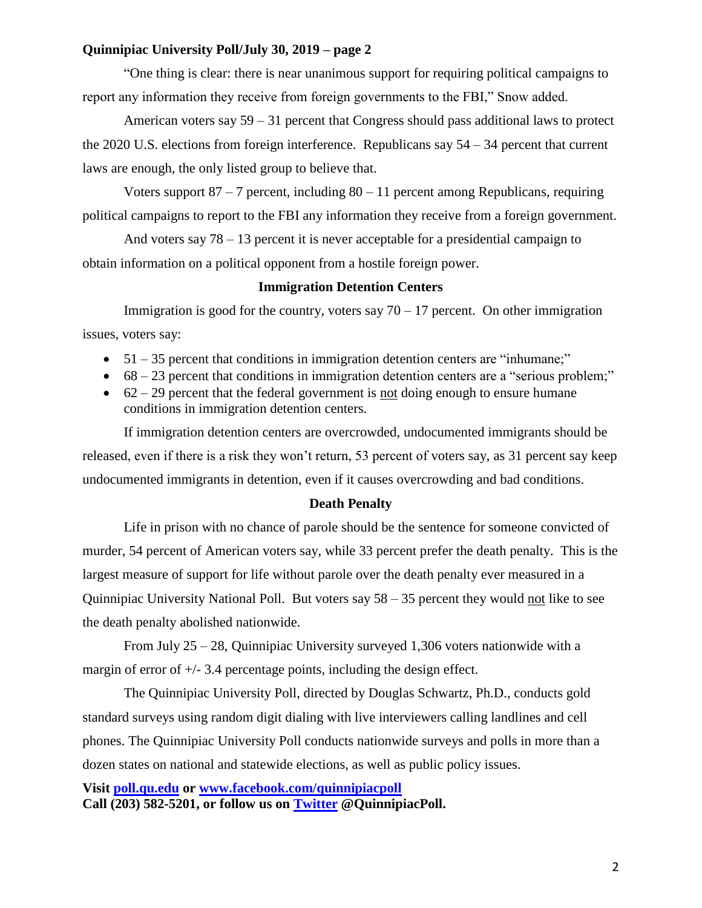"One thing is clear: there is near unanimous support for requiring political campaigns to report any information they receive from foreign governments to the FBI," Snow added.

American voters say 59 – 31 percent that Congress should pass additional laws to protect the 2020 U.S. elections from foreign interference. Republicans say 54 – 34 percent that current laws are enough, the only listed group to believe that.

Voters support 87 – 7 percent, including 80 – 11 percent among Republicans, requiring political campaigns to report to the FBI any information they receive from a foreign government.

And voters say 78 – 13 percent it is never acceptable for a presidential campaign to obtain information on a political opponent from a hostile foreign power.

### Immigration Detention Centers

Immigration is good for the country, voters say 70 – 17 percent. On other immigration issues, voters say:

- 51 – 35 percent that conditions in immigration detention centers are "inhumane;"
- 68 – 23 percent that conditions in immigration detention centers are a "serious problem;"
- 62 – 29 percent that the federal government is <u>not</u> doing enough to ensure humane conditions in immigration detention centers.

If immigration detention centers are overcrowded, undocumented immigrants should be released, even if there is a risk they won't return, 53 percent of voters say, as 31 percent say keep undocumented immigrants in detention, even if it causes overcrowding and bad conditions.

### Death Penalty

Life in prison with no chance of parole should be the sentence for someone convicted of murder, 54 percent of American voters say, while 33 percent prefer the death penalty. This is the largest measure of support for life without parole over the death penalty ever measured in a Quinnipiac University National Poll. But voters say 58 – 35 percent they would <u>not</u> like to see the death penalty abolished nationwide.

From July 25 – 28, Quinnipiac University surveyed 1,306 voters nationwide with a margin of error of +/- 3.4 percentage points, including the design effect.

The Quinnipiac University Poll, directed by Douglas Schwartz, Ph.D., conducts gold standard surveys using random digit dialing with live interviewers calling landlines and cell phones. The Quinnipiac University Poll conducts nationwide surveys and polls in more than a dozen states on national and statewide elections, as well as public policy issues.

**Visit [poll.qu.edu](http://poll.qu.edu) or [www.facebook.com/quinnipiacpoll](http://www.facebook.com/quinnipiacpoll)**
**Call (203) 582-5201, or follow us on [Twitter](https://twitter.com/QuinnipiacPoll) @QuinnipiacPoll.**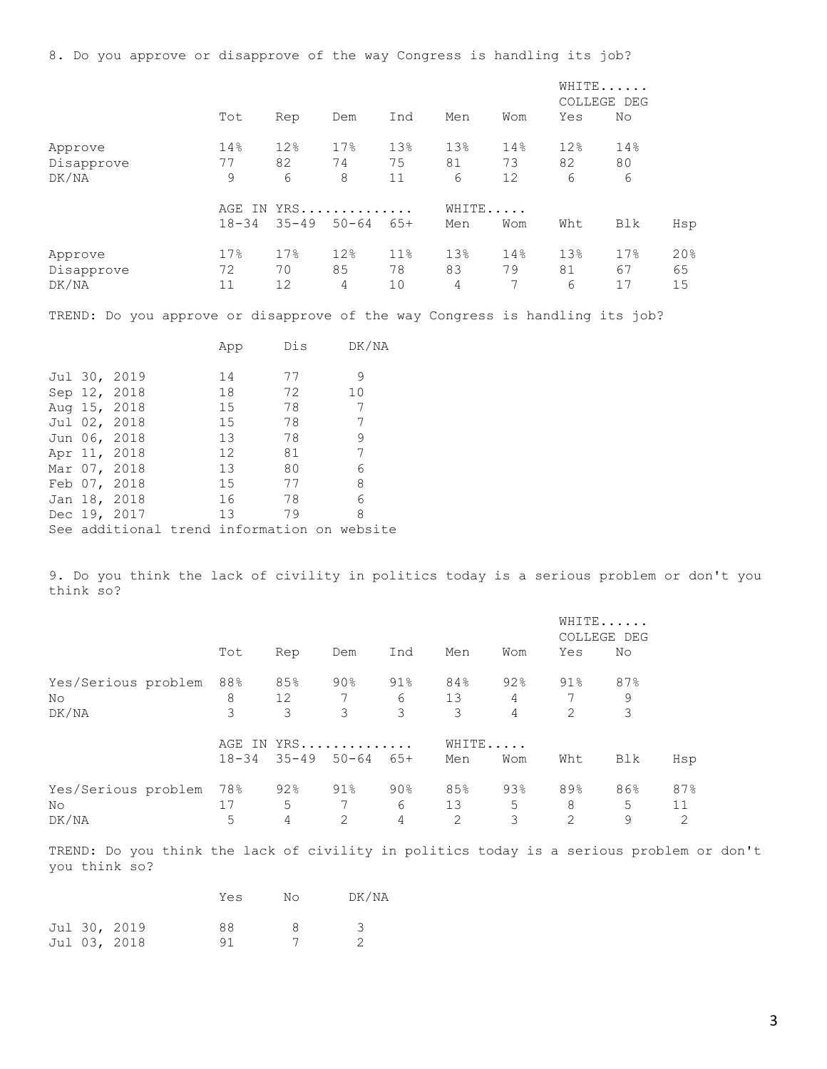8. Do you approve or disapprove of the way Congress is handling its job?

| | Tot | Rep | Dem | Ind | Men | Wom | WHITE...... COLLEGE DEG Yes | No |
|---|---|---|---|---|---|---|---|---|
| Approve | 14% | 12% | 17% | 13% | 13% | 14% | 12% | 14% |
| Disapprove | 77 | 82 | 74 | 75 | 81 | 73 | 82 | 80 |
| DK/NA | 9 | 6 | 8 | 11 | 6 | 12 | 6 | 6 |

| | AGE IN YRS.............. 18-34 | 35-49 | 50-64 | 65+ | WHITE..... Men | Wom | Wht | Blk | Hsp |
|---|---|---|---|---|---|---|---|---|---|
| Approve | 17% | 17% | 12% | 11% | 13% | 14% | 13% | 17% | 20% |
| Disapprove | 72 | 70 | 85 | 78 | 83 | 79 | 81 | 67 | 65 |
| DK/NA | 11 | 12 | 4 | 10 | 4 | 7 | 6 | 17 | 15 |

TREND: Do you approve or disapprove of the way Congress is handling its job?

| | App | Dis | DK/NA |
|---|---|---|---|
| Jul 30, 2019 | 14 | 77 | 9 |
| Sep 12, 2018 | 18 | 72 | 10 |
| Aug 15, 2018 | 15 | 78 | 7 |
| Jul 02, 2018 | 15 | 78 | 7 |
| Jun 06, 2018 | 13 | 78 | 9 |
| Apr 11, 2018 | 12 | 81 | 7 |
| Mar 07, 2018 | 13 | 80 | 6 |
| Feb 07, 2018 | 15 | 77 | 8 |
| Jan 18, 2018 | 16 | 78 | 6 |
| Dec 19, 2017 | 13 | 79 | 8 |

See additional trend information on website

9. Do you think the lack of civility in politics today is a serious problem or don't you think so?

| | Tot | Rep | Dem | Ind | Men | Wom | WHITE...... COLLEGE DEG Yes | No |
|---|---|---|---|---|---|---|---|---|
| Yes/Serious problem | 88% | 85% | 90% | 91% | 84% | 92% | 91% | 87% |
| No | 8 | 12 | 7 | 6 | 13 | 4 | 7 | 9 |
| DK/NA | 3 | 3 | 3 | 3 | 3 | 4 | 2 | 3 |

| | AGE IN YRS.............. 18-34 | 35-49 | 50-64 | 65+ | WHITE..... Men | Wom | Wht | Blk | Hsp |
|---|---|---|---|---|---|---|---|---|---|
| Yes/Serious problem | 78% | 92% | 91% | 90% | 85% | 93% | 89% | 86% | 87% |
| No | 17 | 5 | 7 | 6 | 13 | 5 | 8 | 5 | 11 |
| DK/NA | 5 | 4 | 2 | 4 | 2 | 3 | 2 | 9 | 2 |

TREND: Do you think the lack of civility in politics today is a serious problem or don't you think so?

| | Yes | No | DK/NA |
|---|---|---|---|
| Jul 30, 2019 | 88 | 8 | 3 |
| Jul 03, 2018 | 91 | 7 | 2 |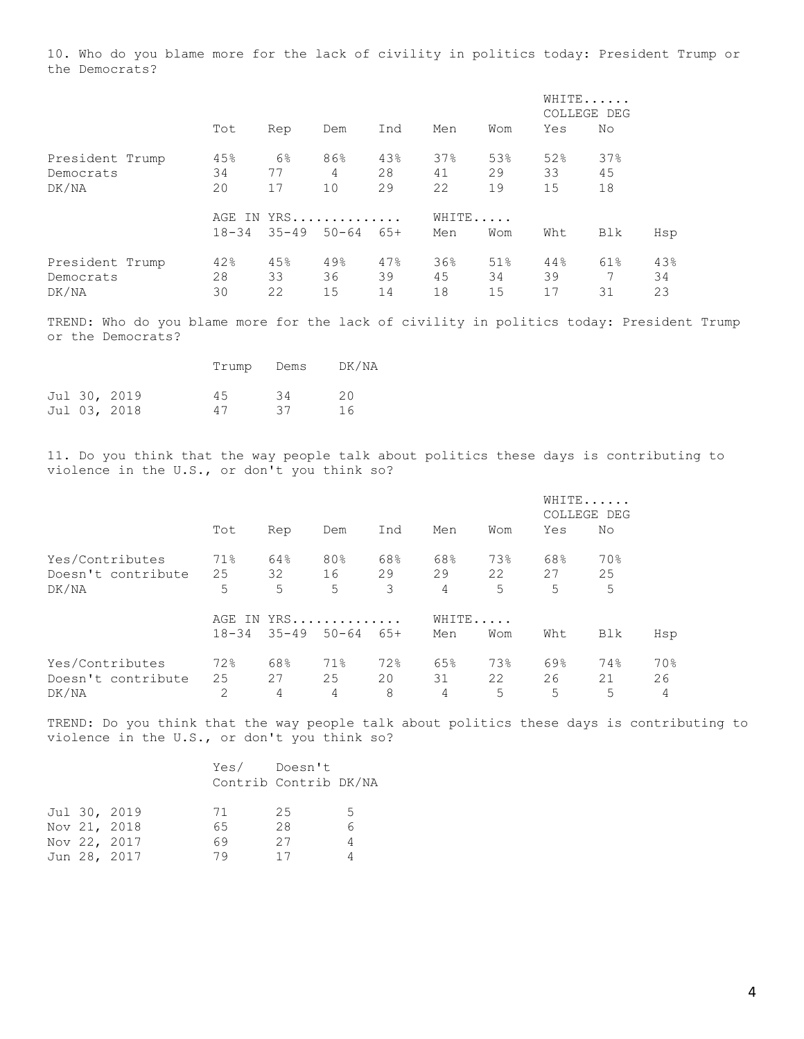10. Who do you blame more for the lack of civility in politics today: President Trump or the Democrats?

| | Tot | Rep | Dem | Ind | Men | Wom | WHITE...... COLLEGE DEG Yes | No |
|---|---|---|---|---|---|---|---|---|
| President Trump | 45% | 6% | 86% | 43% | 37% | 53% | 52% | 37% |
| Democrats | 34 | 77 | 4 | 28 | 41 | 29 | 33 | 45 |
| DK/NA | 20 | 17 | 10 | 29 | 22 | 19 | 15 | 18 |

| | AGE IN YRS.............. 18-34 | 35-49 | 50-64 | 65+ | WHITE..... Men | Wom | Wht | Blk | Hsp |
|---|---|---|---|---|---|---|---|---|---|
| President Trump | 42% | 45% | 49% | 47% | 36% | 51% | 44% | 61% | 43% |
| Democrats | 28 | 33 | 36 | 39 | 45 | 34 | 39 | 7 | 34 |
| DK/NA | 30 | 22 | 15 | 14 | 18 | 15 | 17 | 31 | 23 |

TREND: Who do you blame more for the lack of civility in politics today: President Trump or the Democrats?

| | Trump | Dems | DK/NA |
|---|---|---|---|
| Jul 30, 2019 | 45 | 34 | 20 |
| Jul 03, 2018 | 47 | 37 | 16 |

11. Do you think that the way people talk about politics these days is contributing to violence in the U.S., or don't you think so?

| | Tot | Rep | Dem | Ind | Men | Wom | WHITE...... COLLEGE DEG Yes | No |
|---|---|---|---|---|---|---|---|---|
| Yes/Contributes | 71% | 64% | 80% | 68% | 68% | 73% | 68% | 70% |
| Doesn't contribute | 25 | 32 | 16 | 29 | 29 | 22 | 27 | 25 |
| DK/NA | 5 | 5 | 5 | 3 | 4 | 5 | 5 | 5 |

| | AGE IN YRS.............. 18-34 | 35-49 | 50-64 | 65+ | WHITE..... Men | Wom | Wht | Blk | Hsp |
|---|---|---|---|---|---|---|---|---|---|
| Yes/Contributes | 72% | 68% | 71% | 72% | 65% | 73% | 69% | 74% | 70% |
| Doesn't contribute | 25 | 27 | 25 | 20 | 31 | 22 | 26 | 21 | 26 |
| DK/NA | 2 | 4 | 4 | 8 | 4 | 5 | 5 | 5 | 4 |

TREND: Do you think that the way people talk about politics these days is contributing to violence in the U.S., or don't you think so?

| | Yes/ Contrib | Doesn't Contrib | DK/NA |
|---|---|---|---|
| Jul 30, 2019 | 71 | 25 | 5 |
| Nov 21, 2018 | 65 | 28 | 6 |
| Nov 22, 2017 | 69 | 27 | 4 |
| Jun 28, 2017 | 79 | 17 | 4 |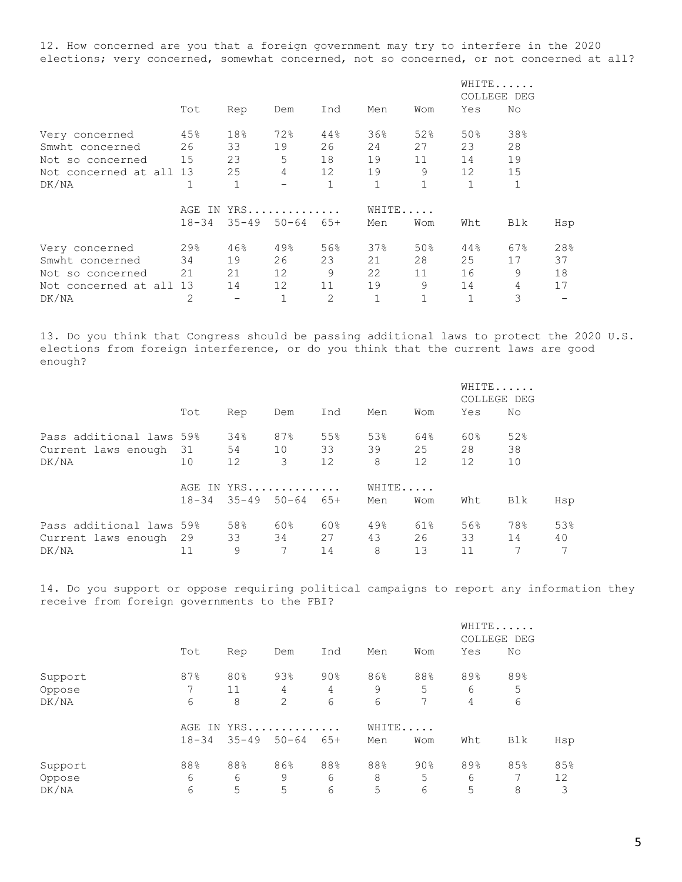12. How concerned are you that a foreign government may try to interfere in the 2020 elections; very concerned, somewhat concerned, not so concerned, or not concerned at all?

| | Tot | Rep | Dem | Ind | Men | Wom | WHITE...... COLLEGE DEG Yes | No |
|---|---|---|---|---|---|---|---|---|
| Very concerned | 45% | 18% | 72% | 44% | 36% | 52% | 50% | 38% |
| Smwht concerned | 26 | 33 | 19 | 26 | 24 | 27 | 23 | 28 |
| Not so concerned | 15 | 23 | 5 | 18 | 19 | 11 | 14 | 19 |
| Not concerned at all | 13 | 25 | 4 | 12 | 19 | 9 | 12 | 15 |
| DK/NA | 1 | 1 | - | 1 | 1 | 1 | 1 | 1 |

| | AGE IN YRS.............. 18-34 | 35-49 | 50-64 | 65+ | WHITE..... Men | Wom | Wht | Blk | Hsp |
|---|---|---|---|---|---|---|---|---|---|
| Very concerned | 29% | 46% | 49% | 56% | 37% | 50% | 44% | 67% | 28% |
| Smwht concerned | 34 | 19 | 26 | 23 | 21 | 28 | 25 | 17 | 37 |
| Not so concerned | 21 | 21 | 12 | 9 | 22 | 11 | 16 | 9 | 18 |
| Not concerned at all | 13 | 14 | 12 | 11 | 19 | 9 | 14 | 4 | 17 |
| DK/NA | 2 | - | 1 | 2 | 1 | 1 | 1 | 3 | - |

13. Do you think that Congress should be passing additional laws to protect the 2020 U.S. elections from foreign interference, or do you think that the current laws are good enough?

| | Tot | Rep | Dem | Ind | Men | Wom | WHITE...... COLLEGE DEG Yes | No |
|---|---|---|---|---|---|---|---|---|
| Pass additional laws | 59% | 34% | 87% | 55% | 53% | 64% | 60% | 52% |
| Current laws enough | 31 | 54 | 10 | 33 | 39 | 25 | 28 | 38 |
| DK/NA | 10 | 12 | 3 | 12 | 8 | 12 | 12 | 10 |

| | AGE IN YRS.............. 18-34 | 35-49 | 50-64 | 65+ | WHITE..... Men | Wom | Wht | Blk | Hsp |
|---|---|---|---|---|---|---|---|---|---|
| Pass additional laws | 59% | 58% | 60% | 60% | 49% | 61% | 56% | 78% | 53% |
| Current laws enough | 29 | 33 | 34 | 27 | 43 | 26 | 33 | 14 | 40 |
| DK/NA | 11 | 9 | 7 | 14 | 8 | 13 | 11 | 7 | 7 |

14. Do you support or oppose requiring political campaigns to report any information they receive from foreign governments to the FBI?

| | Tot | Rep | Dem | Ind | Men | Wom | WHITE...... COLLEGE DEG Yes | No |
|---|---|---|---|---|---|---|---|---|
| Support | 87% | 80% | 93% | 90% | 86% | 88% | 89% | 89% |
| Oppose | 7 | 11 | 4 | 4 | 9 | 5 | 6 | 5 |
| DK/NA | 6 | 8 | 2 | 6 | 6 | 7 | 4 | 6 |

| | AGE IN YRS.............. 18-34 | 35-49 | 50-64 | 65+ | WHITE..... Men | Wom | Wht | Blk | Hsp |
|---|---|---|---|---|---|---|---|---|---|
| Support | 88% | 88% | 86% | 88% | 88% | 90% | 89% | 85% | 85% |
| Oppose | 6 | 6 | 9 | 6 | 8 | 5 | 6 | 7 | 12 |
| DK/NA | 6 | 5 | 5 | 6 | 5 | 6 | 5 | 8 | 3 |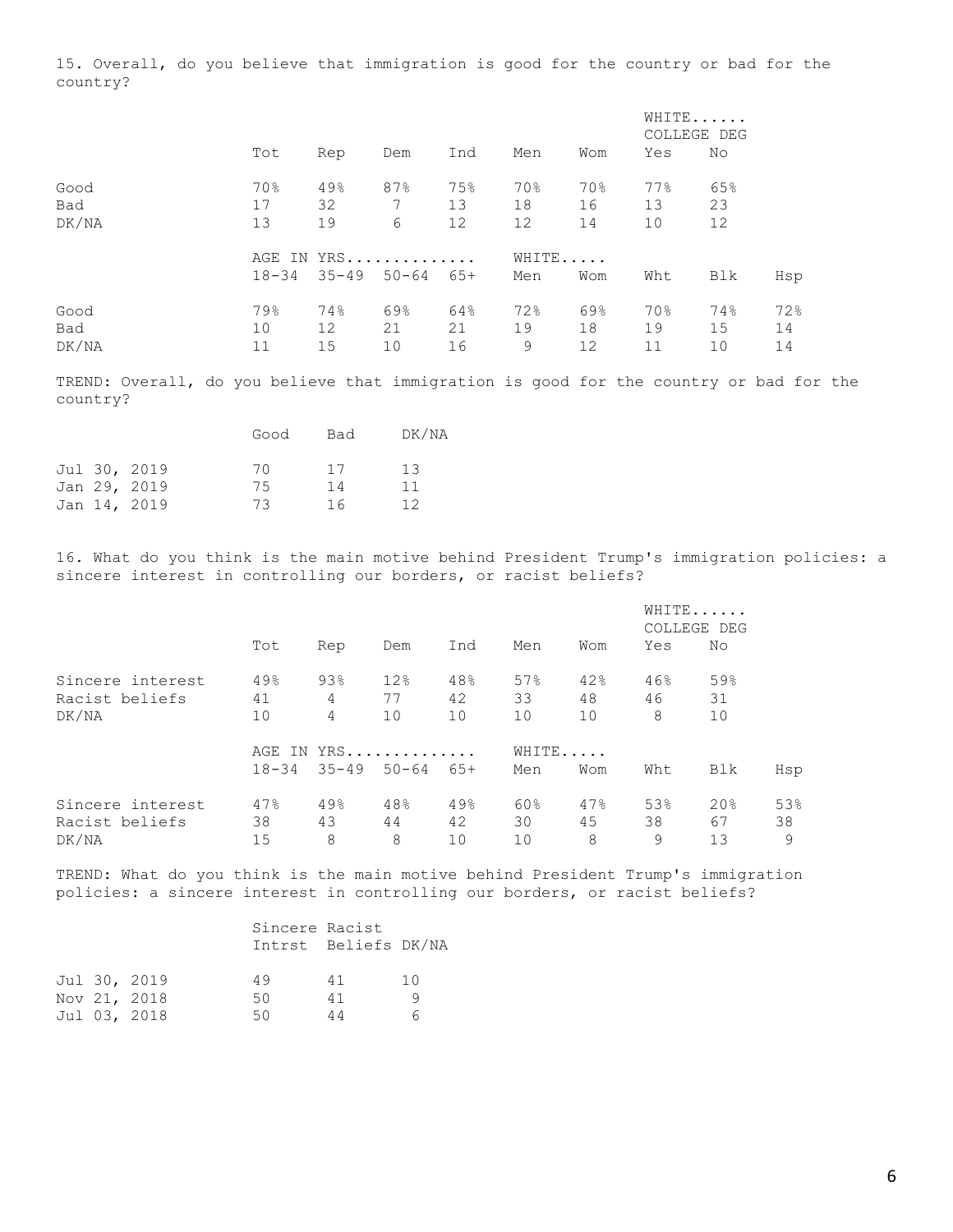15. Overall, do you believe that immigration is good for the country or bad for the country?

| | Tot | Rep | Dem | Ind | Men | Wom | WHITE...... COLLEGE DEG Yes | No |
|---|---|---|---|---|---|---|---|---|
| Good | 70% | 49% | 87% | 75% | 70% | 70% | 77% | 65% |
| Bad | 17 | 32 | 7 | 13 | 18 | 16 | 13 | 23 |
| DK/NA | 13 | 19 | 6 | 12 | 12 | 14 | 10 | 12 |

| | AGE IN YRS.............. 18-34 | 35-49 | 50-64 | 65+ | WHITE..... Men | Wom | Wht | Blk | Hsp |
|---|---|---|---|---|---|---|---|---|---|
| Good | 79% | 74% | 69% | 64% | 72% | 69% | 70% | 74% | 72% |
| Bad | 10 | 12 | 21 | 21 | 19 | 18 | 19 | 15 | 14 |
| DK/NA | 11 | 15 | 10 | 16 | 9 | 12 | 11 | 10 | 14 |

TREND: Overall, do you believe that immigration is good for the country or bad for the country?

| | Good | Bad | DK/NA |
|---|---|---|---|
| Jul 30, 2019 | 70 | 17 | 13 |
| Jan 29, 2019 | 75 | 14 | 11 |
| Jan 14, 2019 | 73 | 16 | 12 |

16. What do you think is the main motive behind President Trump's immigration policies: a sincere interest in controlling our borders, or racist beliefs?

| | Tot | Rep | Dem | Ind | Men | Wom | WHITE...... COLLEGE DEG Yes | No |
|---|---|---|---|---|---|---|---|---|
| Sincere interest | 49% | 93% | 12% | 48% | 57% | 42% | 46% | 59% |
| Racist beliefs | 41 | 4 | 77 | 42 | 33 | 48 | 46 | 31 |
| DK/NA | 10 | 4 | 10 | 10 | 10 | 10 | 8 | 10 |

| | AGE IN YRS.............. 18-34 | 35-49 | 50-64 | 65+ | WHITE..... Men | Wom | Wht | Blk | Hsp |
|---|---|---|---|---|---|---|---|---|---|
| Sincere interest | 47% | 49% | 48% | 49% | 60% | 47% | 53% | 20% | 53% |
| Racist beliefs | 38 | 43 | 44 | 42 | 30 | 45 | 38 | 67 | 38 |
| DK/NA | 15 | 8 | 8 | 10 | 10 | 8 | 9 | 13 | 9 |

TREND: What do you think is the main motive behind President Trump's immigration policies: a sincere interest in controlling our borders, or racist beliefs?

| | Sincere Intrst | Racist Beliefs | DK/NA |
|---|---|---|---|
| Jul 30, 2019 | 49 | 41 | 10 |
| Nov 21, 2018 | 50 | 41 | 9 |
| Jul 03, 2018 | 50 | 44 | 6 |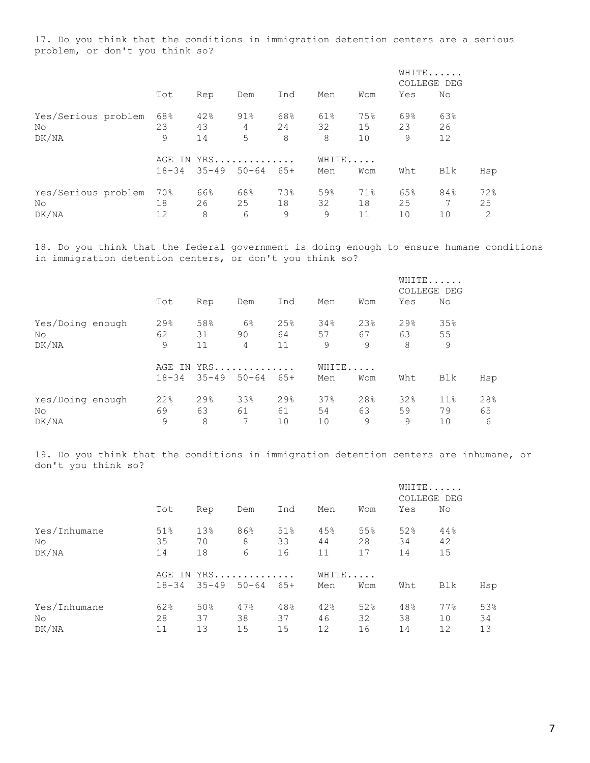17. Do you think that the conditions in immigration detention centers are a serious problem, or don't you think so?

| | Tot | Rep | Dem | Ind | Men | Wom | WHITE...... COLLEGE DEG Yes | No |
|---|---|---|---|---|---|---|---|---|
| Yes/Serious problem | 68% | 42% | 91% | 68% | 61% | 75% | 69% | 63% |
| No | 23 | 43 | 4 | 24 | 32 | 15 | 23 | 26 |
| DK/NA | 9 | 14 | 5 | 8 | 8 | 10 | 9 | 12 |

| | AGE IN YRS.............. 18-34 | 35-49 | 50-64 | 65+ | WHITE..... Men | Wom | Wht | Blk | Hsp |
|---|---|---|---|---|---|---|---|---|---|
| Yes/Serious problem | 70% | 66% | 68% | 73% | 59% | 71% | 65% | 84% | 72% |
| No | 18 | 26 | 25 | 18 | 32 | 18 | 25 | 7 | 25 |
| DK/NA | 12 | 8 | 6 | 9 | 9 | 11 | 10 | 10 | 2 |

18. Do you think that the federal government is doing enough to ensure humane conditions in immigration detention centers, or don't you think so?

| | Tot | Rep | Dem | Ind | Men | Wom | WHITE...... COLLEGE DEG Yes | No |
|---|---|---|---|---|---|---|---|---|
| Yes/Doing enough | 29% | 58% | 6% | 25% | 34% | 23% | 29% | 35% |
| No | 62 | 31 | 90 | 64 | 57 | 67 | 63 | 55 |
| DK/NA | 9 | 11 | 4 | 11 | 9 | 9 | 8 | 9 |

| | AGE IN YRS.............. 18-34 | 35-49 | 50-64 | 65+ | WHITE..... Men | Wom | Wht | Blk | Hsp |
|---|---|---|---|---|---|---|---|---|---|
| Yes/Doing enough | 22% | 29% | 33% | 29% | 37% | 28% | 32% | 11% | 28% |
| No | 69 | 63 | 61 | 61 | 54 | 63 | 59 | 79 | 65 |
| DK/NA | 9 | 8 | 7 | 10 | 10 | 9 | 9 | 10 | 6 |

19. Do you think that the conditions in immigration detention centers are inhumane, or don't you think so?

| | Tot | Rep | Dem | Ind | Men | Wom | WHITE...... COLLEGE DEG Yes | No |
|---|---|---|---|---|---|---|---|---|
| Yes/Inhumane | 51% | 13% | 86% | 51% | 45% | 55% | 52% | 44% |
| No | 35 | 70 | 8 | 33 | 44 | 28 | 34 | 42 |
| DK/NA | 14 | 18 | 6 | 16 | 11 | 17 | 14 | 15 |

| | AGE IN YRS.............. 18-34 | 35-49 | 50-64 | 65+ | WHITE..... Men | Wom | Wht | Blk | Hsp |
|---|---|---|---|---|---|---|---|---|---|
| Yes/Inhumane | 62% | 50% | 47% | 48% | 42% | 52% | 48% | 77% | 53% |
| No | 28 | 37 | 38 | 37 | 46 | 32 | 38 | 10 | 34 |
| DK/NA | 11 | 13 | 15 | 15 | 12 | 16 | 14 | 12 | 13 |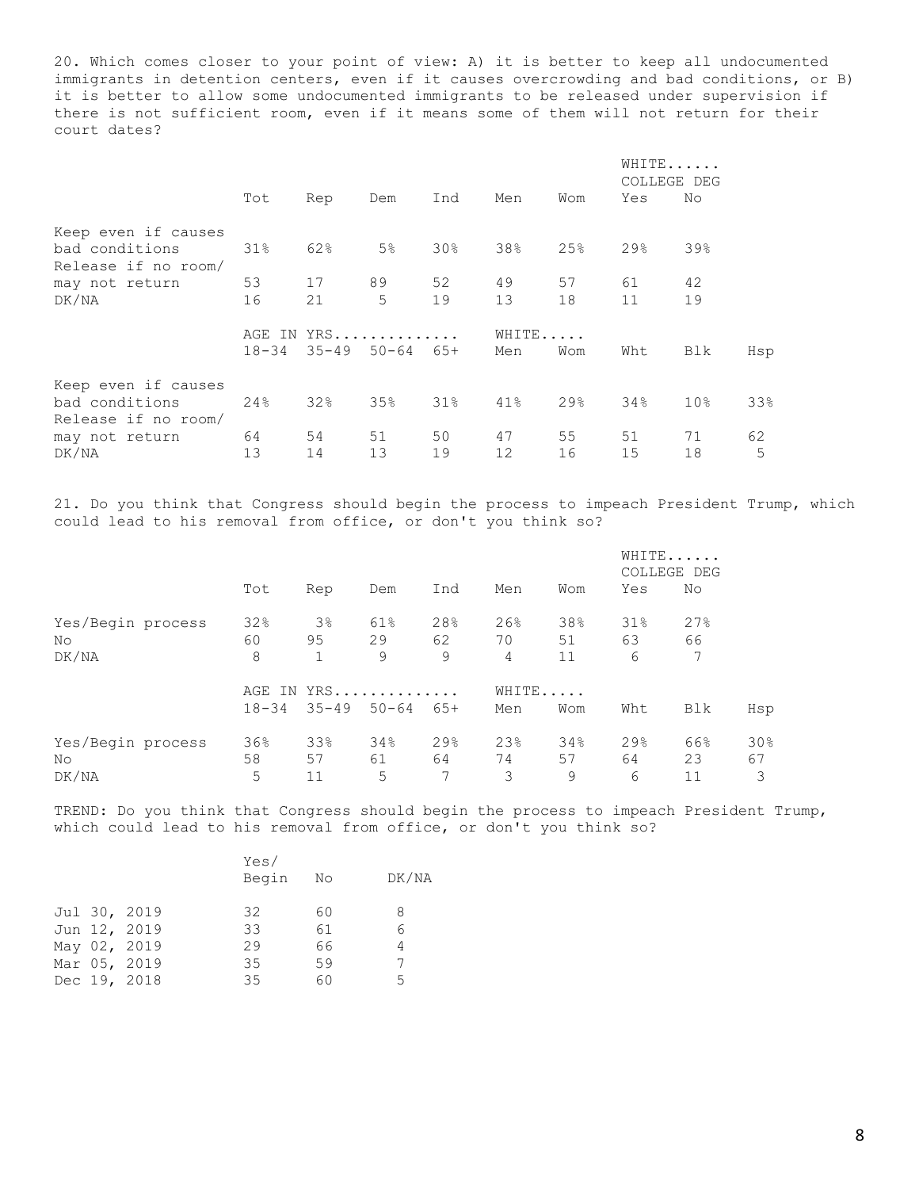20. Which comes closer to your point of view: A) it is better to keep all undocumented immigrants in detention centers, even if it causes overcrowding and bad conditions, or B) it is better to allow some undocumented immigrants to be released under supervision if there is not sufficient room, even if it means some of them will not return for their court dates?

| | Tot | Rep | Dem | Ind | Men | Wom | WHITE...... COLLEGE DEG Yes | No |
|---|---|---|---|---|---|---|---|---|
| Keep even if causes bad conditions | 31% | 62% | 5% | 30% | 38% | 25% | 29% | 39% |
| Release if no room/ may not return | 53 | 17 | 89 | 52 | 49 | 57 | 61 | 42 |
| DK/NA | 16 | 21 | 5 | 19 | 13 | 18 | 11 | 19 |

| | AGE IN YRS............. 18-34 | 35-49 | 50-64 | 65+ | WHITE..... Men | Wom | Wht | Blk | Hsp |
|---|---|---|---|---|---|---|---|---|---|
| Keep even if causes bad conditions | 24% | 32% | 35% | 31% | 41% | 29% | 34% | 10% | 33% |
| Release if no room/ may not return | 64 | 54 | 51 | 50 | 47 | 55 | 51 | 71 | 62 |
| DK/NA | 13 | 14 | 13 | 19 | 12 | 16 | 15 | 18 | 5 |

21. Do you think that Congress should begin the process to impeach President Trump, which could lead to his removal from office, or don't you think so?

| | Tot | Rep | Dem | Ind | Men | Wom | WHITE...... COLLEGE DEG Yes | No |
|---|---|---|---|---|---|---|---|---|
| Yes/Begin process | 32% | 3% | 61% | 28% | 26% | 38% | 31% | 27% |
| No | 60 | 95 | 29 | 62 | 70 | 51 | 63 | 66 |
| DK/NA | 8 | 1 | 9 | 9 | 4 | 11 | 6 | 7 |

| | AGE IN YRS............. 18-34 | 35-49 | 50-64 | 65+ | WHITE..... Men | Wom | Wht | Blk | Hsp |
|---|---|---|---|---|---|---|---|---|---|
| Yes/Begin process | 36% | 33% | 34% | 29% | 23% | 34% | 29% | 66% | 30% |
| No | 58 | 57 | 61 | 64 | 74 | 57 | 64 | 23 | 67 |
| DK/NA | 5 | 11 | 5 | 7 | 3 | 9 | 6 | 11 | 3 |

TREND: Do you think that Congress should begin the process to impeach President Trump, which could lead to his removal from office, or don't you think so?

| | Yes/ Begin | No | DK/NA |
|---|---|---|---|
| Jul 30, 2019 | 32 | 60 | 8 |
| Jun 12, 2019 | 33 | 61 | 6 |
| May 02, 2019 | 29 | 66 | 4 |
| Mar 05, 2019 | 35 | 59 | 7 |
| Dec 19, 2018 | 35 | 60 | 5 |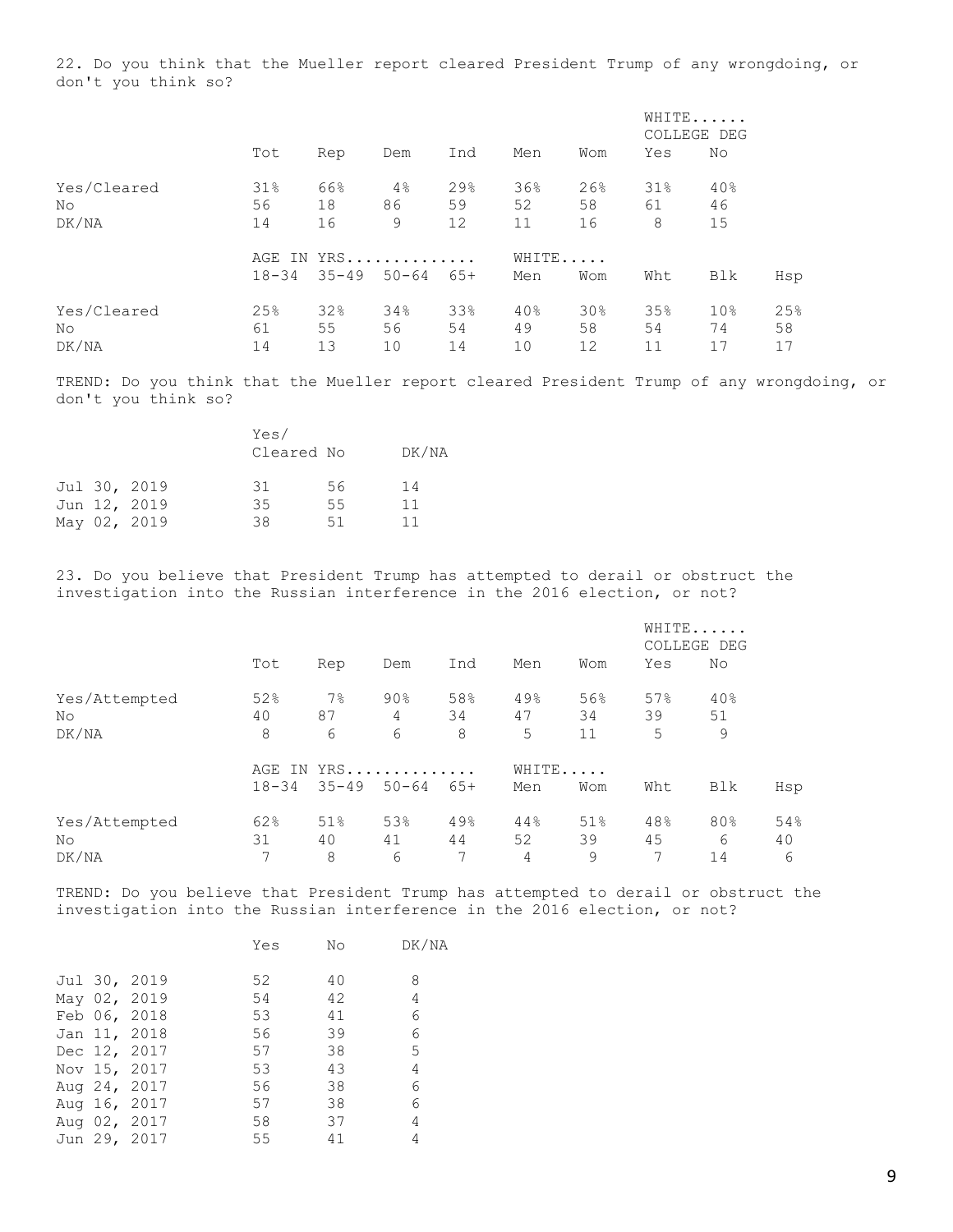22. Do you think that the Mueller report cleared President Trump of any wrongdoing, or don't you think so?

| | Tot | Rep | Dem | Ind | Men | Wom | WHITE...... COLLEGE DEG Yes | No |
|---|---|---|---|---|---|---|---|---|
| Yes/Cleared | 31% | 66% | 4% | 29% | 36% | 26% | 31% | 40% |
| No | 56 | 18 | 86 | 59 | 52 | 58 | 61 | 46 |
| DK/NA | 14 | 16 | 9 | 12 | 11 | 16 | 8 | 15 |

| | AGE IN YRS.............. 18-34 | 35-49 | 50-64 | 65+ | WHITE..... Men | Wom | Wht | Blk | Hsp |
|---|---|---|---|---|---|---|---|---|---|
| Yes/Cleared | 25% | 32% | 34% | 33% | 40% | 30% | 35% | 10% | 25% |
| No | 61 | 55 | 56 | 54 | 49 | 58 | 54 | 74 | 58 |
| DK/NA | 14 | 13 | 10 | 14 | 10 | 12 | 11 | 17 | 17 |

TREND: Do you think that the Mueller report cleared President Trump of any wrongdoing, or don't you think so?

| | Yes/ Cleared | No | DK/NA |
|---|---|---|---|
| Jul 30, 2019 | 31 | 56 | 14 |
| Jun 12, 2019 | 35 | 55 | 11 |
| May 02, 2019 | 38 | 51 | 11 |

23. Do you believe that President Trump has attempted to derail or obstruct the investigation into the Russian interference in the 2016 election, or not?

| | Tot | Rep | Dem | Ind | Men | Wom | WHITE...... COLLEGE DEG Yes | No |
|---|---|---|---|---|---|---|---|---|
| Yes/Attempted | 52% | 7% | 90% | 58% | 49% | 56% | 57% | 40% |
| No | 40 | 87 | 4 | 34 | 47 | 34 | 39 | 51 |
| DK/NA | 8 | 6 | 6 | 8 | 5 | 11 | 5 | 9 |

| | AGE IN YRS.............. 18-34 | 35-49 | 50-64 | 65+ | WHITE..... Men | Wom | Wht | Blk | Hsp |
|---|---|---|---|---|---|---|---|---|---|
| Yes/Attempted | 62% | 51% | 53% | 49% | 44% | 51% | 48% | 80% | 54% |
| No | 31 | 40 | 41 | 44 | 52 | 39 | 45 | 6 | 40 |
| DK/NA | 7 | 8 | 6 | 7 | 4 | 9 | 7 | 14 | 6 |

TREND: Do you believe that President Trump has attempted to derail or obstruct the investigation into the Russian interference in the 2016 election, or not?

| | Yes | No | DK/NA |
|---|---|---|---|
| Jul 30, 2019 | 52 | 40 | 8 |
| May 02, 2019 | 54 | 42 | 4 |
| Feb 06, 2018 | 53 | 41 | 6 |
| Jan 11, 2018 | 56 | 39 | 6 |
| Dec 12, 2017 | 57 | 38 | 5 |
| Nov 15, 2017 | 53 | 43 | 4 |
| Aug 24, 2017 | 56 | 38 | 6 |
| Aug 16, 2017 | 57 | 38 | 6 |
| Aug 02, 2017 | 58 | 37 | 4 |
| Jun 29, 2017 | 55 | 41 | 4 |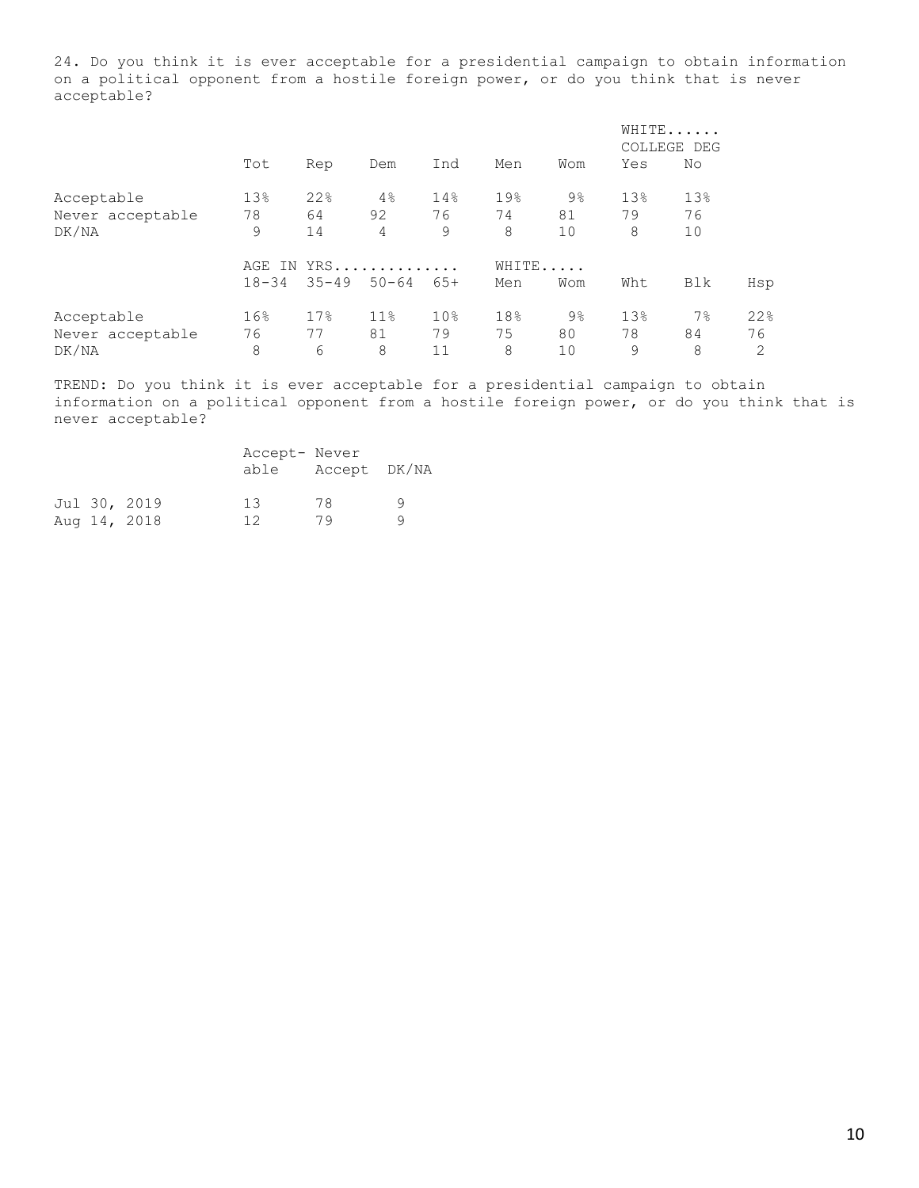24. Do you think it is ever acceptable for a presidential campaign to obtain information on a political opponent from a hostile foreign power, or do you think that is never acceptable?

| | Tot | Rep | Dem | Ind | Men | Wom | WHITE...... COLLEGE DEG Yes | No |
|---|---|---|---|---|---|---|---|---|
| Acceptable | 13% | 22% | 4% | 14% | 19% | 9% | 13% | 13% |
| Never acceptable | 78 | 64 | 92 | 76 | 74 | 81 | 79 | 76 |
| DK/NA | 9 | 14 | 4 | 9 | 8 | 10 | 8 | 10 |

| | AGE IN YRS.............. 18-34 | 35-49 | 50-64 | 65+ | WHITE..... Men | Wom | Wht | Blk | Hsp |
|---|---|---|---|---|---|---|---|---|---|
| Acceptable | 16% | 17% | 11% | 10% | 18% | 9% | 13% | 7% | 22% |
| Never acceptable | 76 | 77 | 81 | 79 | 75 | 80 | 78 | 84 | 76 |
| DK/NA | 8 | 6 | 8 | 11 | 8 | 10 | 9 | 8 | 2 |

TREND: Do you think it is ever acceptable for a presidential campaign to obtain information on a political opponent from a hostile foreign power, or do you think that is never acceptable?

| | Accept-able | Never Accept | DK/NA |
|---|---|---|---|
| Jul 30, 2019 | 13 | 78 | 9 |
| Aug 14, 2018 | 12 | 79 | 9 |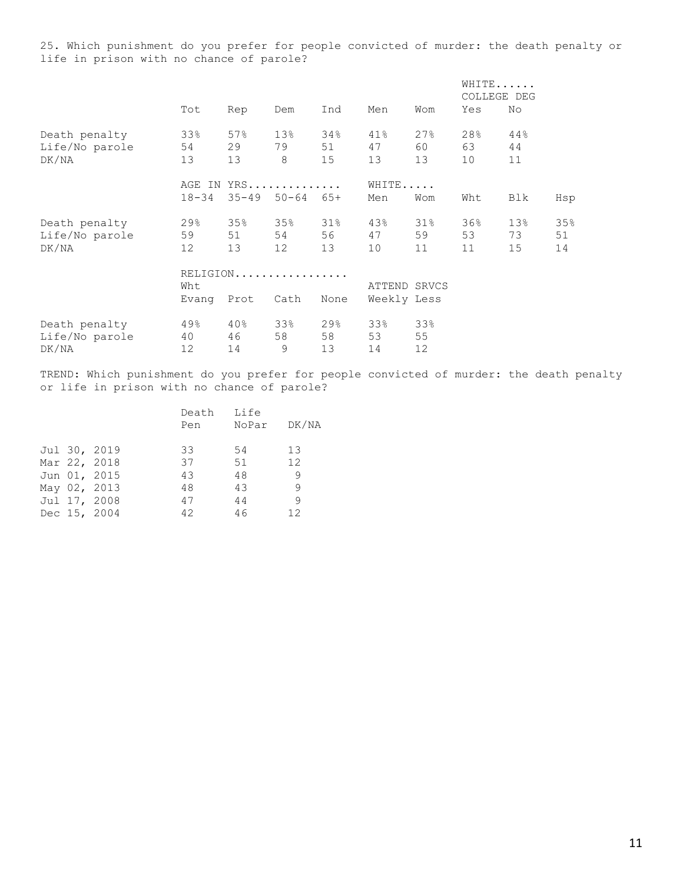25. Which punishment do you prefer for people convicted of murder: the death penalty or life in prison with no chance of parole?

| | | | | | | | WHITE...... COLLEGE DEG | |
|---|---|---|---|---|---|---|---|---|
| | Tot | Rep | Dem | Ind | Men | Wom | Yes | No |
| Death penalty | 33% | 57% | 13% | 34% | 41% | 27% | 28% | 44% |
| Life/No parole | 54 | 29 | 79 | 51 | 47 | 60 | 63 | 44 |
| DK/NA | 13 | 13 | 8 | 15 | 13 | 13 | 10 | 11 |

| | AGE IN YRS............. | | | | WHITE..... | | | | |
|---|---|---|---|---|---|---|---|---|---|
| | 18-34 | 35-49 | 50-64 | 65+ | Men | Wom | Wht | Blk | Hsp |
| Death penalty | 29% | 35% | 35% | 31% | 43% | 31% | 36% | 13% | 35% |
| Life/No parole | 59 | 51 | 54 | 56 | 47 | 59 | 53 | 73 | 51 |
| DK/NA | 12 | 13 | 12 | 13 | 10 | 11 | 11 | 15 | 14 |

| | RELIGION................. | | | | ATTEND SRVCS | |
|---|---|---|---|---|---|---|
| | Wht Evang | Prot | Cath | None | Weekly | Less |
| Death penalty | 49% | 40% | 33% | 29% | 33% | 33% |
| Life/No parole | 40 | 46 | 58 | 58 | 53 | 55 |
| DK/NA | 12 | 14 | 9 | 13 | 14 | 12 |

TREND: Which punishment do you prefer for people convicted of murder: the death penalty or life in prison with no chance of parole?

| | Death Pen | Life NoPar | DK/NA |
|---|---|---|---|
| Jul 30, 2019 | 33 | 54 | 13 |
| Mar 22, 2018 | 37 | 51 | 12 |
| Jun 01, 2015 | 43 | 48 | 9 |
| May 02, 2013 | 48 | 43 | 9 |
| Jul 17, 2008 | 47 | 44 | 9 |
| Dec 15, 2004 | 42 | 46 | 12 |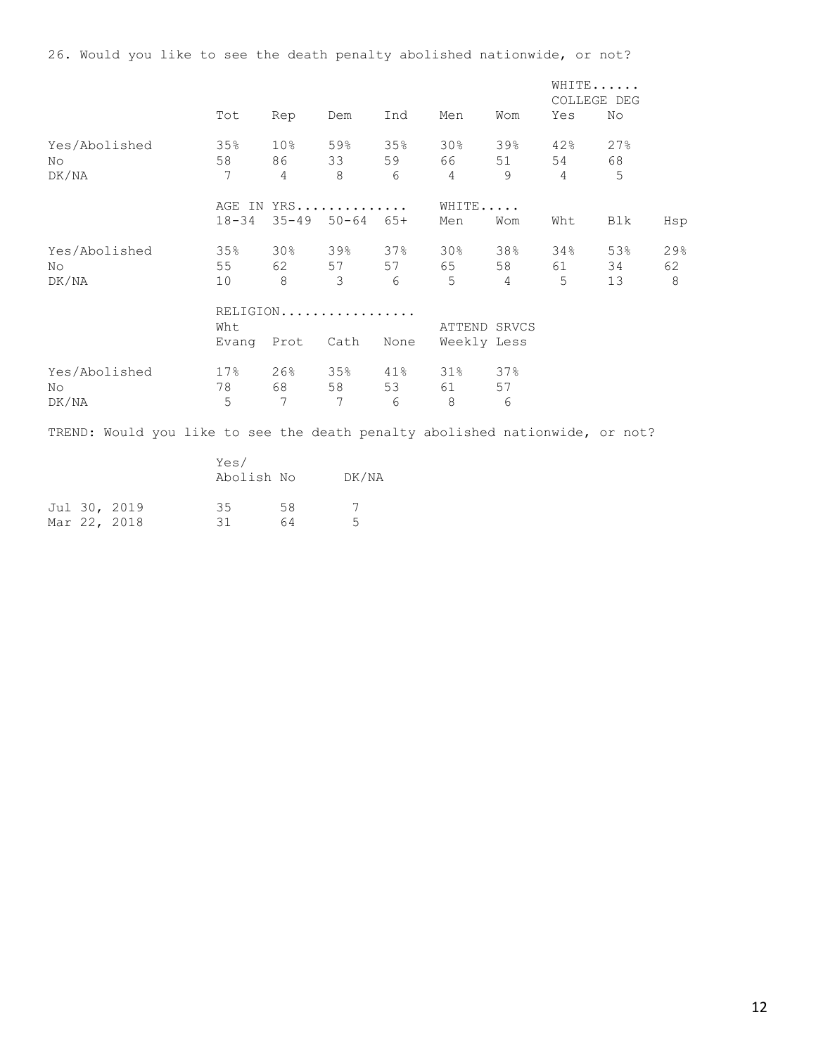26. Would you like to see the death penalty abolished nationwide, or not?

| | Tot | Rep | Dem | Ind | Men | Wom | WHITE...... COLLEGE DEG Yes | No |
|---|---|---|---|---|---|---|---|---|
| Yes/Abolished | 35% | 10% | 59% | 35% | 30% | 39% | 42% | 27% |
| No | 58 | 86 | 33 | 59 | 66 | 51 | 54 | 68 |
| DK/NA | 7 | 4 | 8 | 6 | 4 | 9 | 4 | 5 |

| | AGE IN YRS.............. | | | | WHITE..... | | | | |
|---|---|---|---|---|---|---|---|---|---|
| | 18-34 | 35-49 | 50-64 | 65+ | Men | Wom | Wht | Blk | Hsp |
| Yes/Abolished | 35% | 30% | 39% | 37% | 30% | 38% | 34% | 53% | 29% |
| No | 55 | 62 | 57 | 57 | 65 | 58 | 61 | 34 | 62 |
| DK/NA | 10 | 8 | 3 | 6 | 5 | 4 | 5 | 13 | 8 |

| | RELIGION................. | | | | ATTEND SRVCS | |
|---|---|---|---|---|---|---|
| | Wht Evang | Prot | Cath | None | Weekly | Less |
| Yes/Abolished | 17% | 26% | 35% | 41% | 31% | 37% |
| No | 78 | 68 | 58 | 53 | 61 | 57 |
| DK/NA | 5 | 7 | 7 | 6 | 8 | 6 |

TREND: Would you like to see the death penalty abolished nationwide, or not?

| | Yes/ Abolish | No | DK/NA |
|---|---|---|---|
| Jul 30, 2019 | 35 | 58 | 7 |
| Mar 22, 2018 | 31 | 64 | 5 |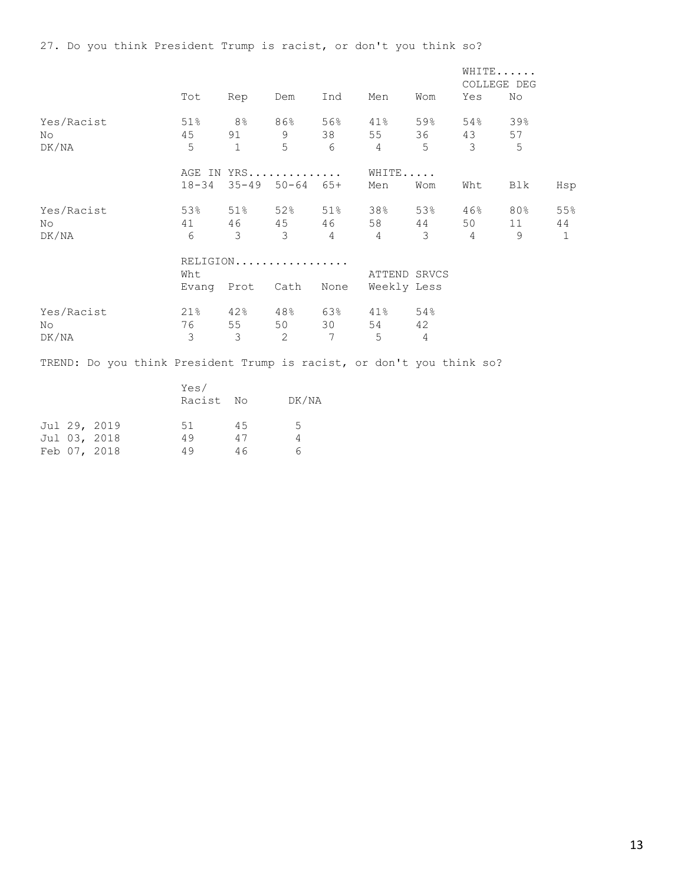27. Do you think President Trump is racist, or don't you think so?

| | Tot | Rep | Dem | Ind | Men | Wom | WHITE...... COLLEGE DEG Yes | No |
|---|---|---|---|---|---|---|---|---|
| Yes/Racist | 51% | 8% | 86% | 56% | 41% | 59% | 54% | 39% |
| No | 45 | 91 | 9 | 38 | 55 | 36 | 43 | 57 |
| DK/NA | 5 | 1 | 5 | 6 | 4 | 5 | 3 | 5 |

| | AGE IN YRS.............. 18-34 | 35-49 | 50-64 | 65+ | WHITE..... Men | Wom | Wht | Blk | Hsp |
|---|---|---|---|---|---|---|---|---|---|
| Yes/Racist | 53% | 51% | 52% | 51% | 38% | 53% | 46% | 80% | 55% |
| No | 41 | 46 | 45 | 46 | 58 | 44 | 50 | 11 | 44 |
| DK/NA | 6 | 3 | 3 | 4 | 4 | 3 | 4 | 9 | 1 |

| | RELIGION................. Wht Evang | Prot | Cath | None | ATTEND SRVCS Weekly | Less |
|---|---|---|---|---|---|---|
| Yes/Racist | 21% | 42% | 48% | 63% | 41% | 54% |
| No | 76 | 55 | 50 | 30 | 54 | 42 |
| DK/NA | 3 | 3 | 2 | 7 | 5 | 4 |

TREND: Do you think President Trump is racist, or don't you think so?

| | Yes/ Racist | No | DK/NA |
|---|---|---|---|
| Jul 29, 2019 | 51 | 45 | 5 |
| Jul 03, 2018 | 49 | 47 | 4 |
| Feb 07, 2018 | 49 | 46 | 6 |